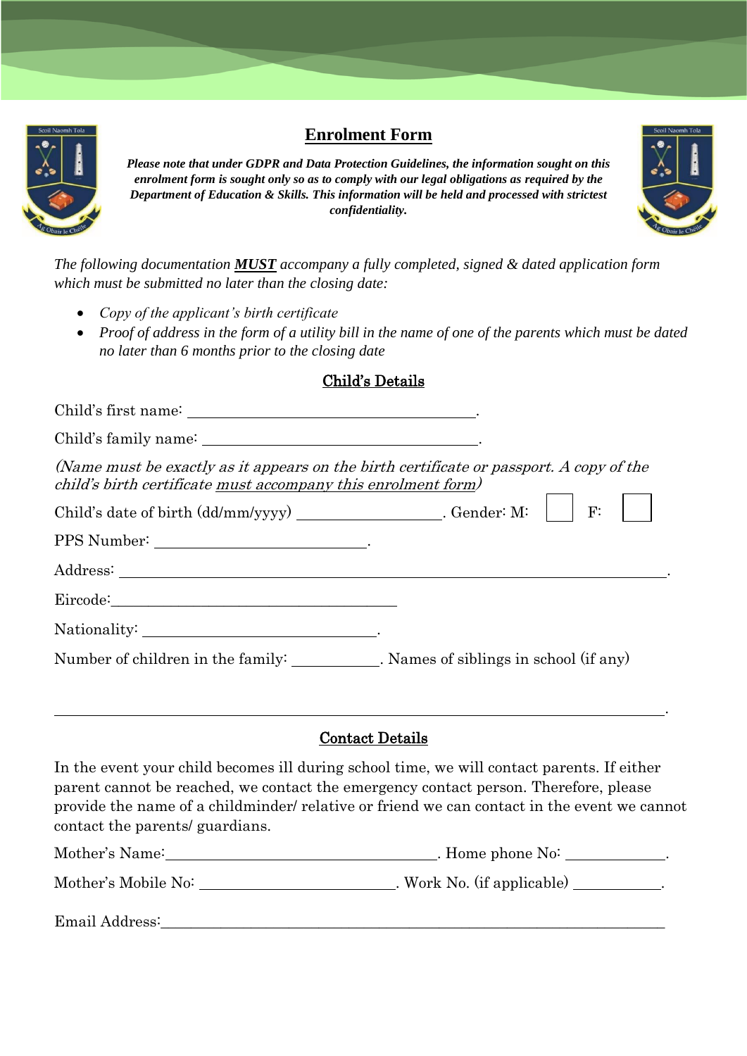# Enrolment Form

***Please note that under GDPR and Data Protection Guidelines, the information sought on this enrolment form is sought only so as to comply with our legal obligations as required by the Department of Education & Skills. This information will be held and processed with strictest confidentiality.***

*The following documentation* ***MUST*** *accompany a fully completed, signed & dated application form which must be submitted no later than the closing date:*

- *Copy of the applicant's birth certificate*
- *Proof of address in the form of a utility bill in the name of one of the parents which must be dated no later than 6 months prior to the closing date*

## Child's Details

Child's first name: ________________________________________.

Child's family name: ______________________________________.

*(Name must be exactly as it appears on the birth certificate or passport. A copy of the child's birth certificate must accompany this enrolment form)*

Child's date of birth (dd/mm/yyyy) ____________________. Gender: M: ☐ F: ☐

PPS Number: ____________________________.

Address: ____________________________________________________________________________.

Eircode:________________________________________

Nationality: ________________________________.

Number of children in the family: ___________. Names of siblings in school (if any)

____________________________________________________________________________________.

## Contact Details

In the event your child becomes ill during school time, we will contact parents. If either parent cannot be reached, we contact the emergency contact person. Therefore, please provide the name of a childminder/ relative or friend we can contact in the event we cannot contact the parents/ guardians.

Mother's Name:_____________________________________. Home phone No: _____________.

Mother's Mobile No: __________________________. Work No. (if applicable) ___________.

Email Address:_______________________________________________________________________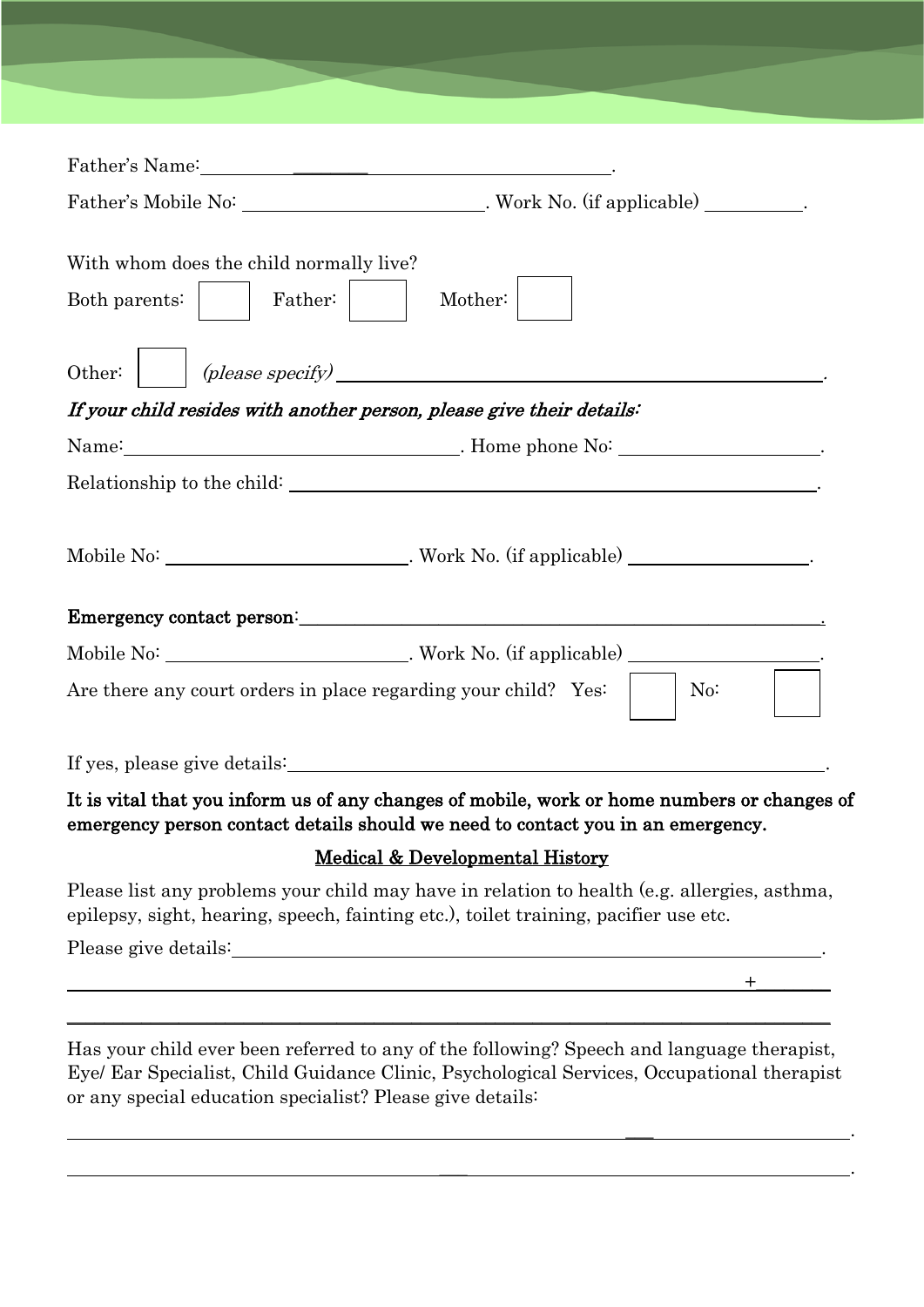Father's Name: ________________________________________.

Father's Mobile No: ____________________________. Work No. (if applicable) __________.

With whom does the child normally live?

Both parents: ☐ Father: ☐ Mother: ☐

Other: ☐ *(please specify)* ____________________________________________________.

***If your child resides with another person, please give their details:***

Name: ______________________________________. Home phone No: ____________________.

Relationship to the child: ______________________________________________________.

Mobile No: ____________________________. Work No. (if applicable) ____________________.

**Emergency contact person**: ____________________________________________________.

Mobile No: ____________________________. Work No. (if applicable) ____________________.

Are there any court orders in place regarding your child? Yes: ☐ No: ☐

If yes, please give details: ______________________________________________________.

**It is vital that you inform us of any changes of mobile, work or home numbers or changes of emergency person contact details should we need to contact you in an emergency.**

## Medical & Developmental History

Please list any problems your child may have in relation to health (e.g. allergies, asthma, epilepsy, sight, hearing, speech, fainting etc.), toilet training, pacifier use etc.

Please give details: _____________________________________________________________.

_____________________________________________________________________________+________

_____________________________________________________________________________________

Has your child ever been referred to any of the following? Speech and language therapist, Eye/ Ear Specialist, Child Guidance Clinic, Psychological Services, Occupational therapist or any special education specialist? Please give details:

_____________________________________________________________________________________.

_____________________________________________________________________________________.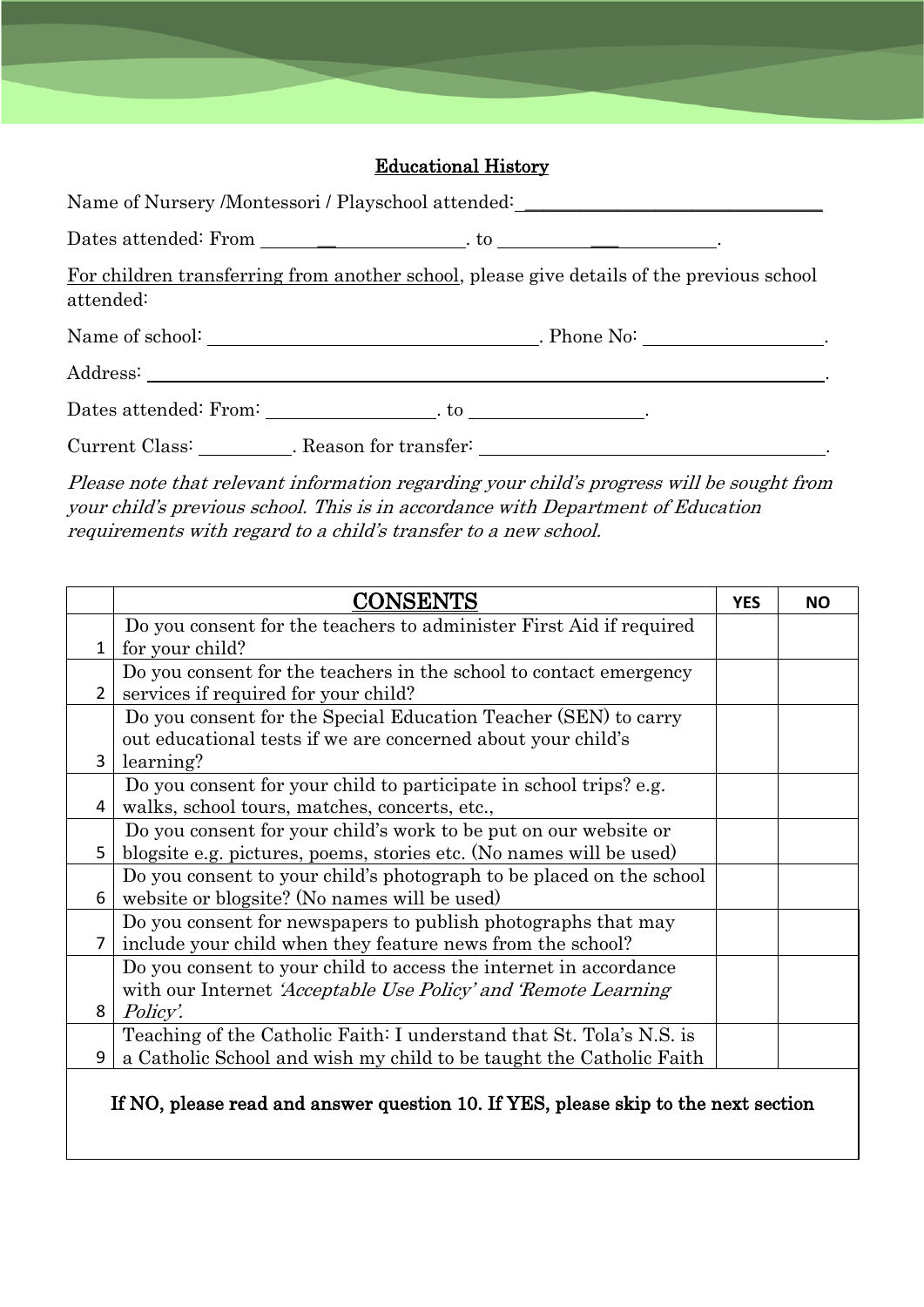## Educational History

Name of Nursery /Montessori / Playschool attended:\_\_\_\_\_\_\_\_\_\_\_\_\_\_\_\_\_\_\_\_\_\_\_\_\_\_\_\_\_\_\_\_\_\_

Dates attended: From \_\_\_\_\_\_\_\_\_\_\_\_\_\_\_\_\_\_\_\_\_\_\_\_. to \_\_\_\_\_\_\_\_\_\_\_\_\_\_\_\_\_\_\_\_\_\_\_\_.

For children transferring from another school, please give details of the previous school attended:

Name of school: \_\_\_\_\_\_\_\_\_\_\_\_\_\_\_\_\_\_\_\_\_\_\_\_\_\_\_\_\_\_\_\_\_\_\_\_. Phone No: \_\_\_\_\_\_\_\_\_\_\_\_\_\_\_\_\_\_\_\_.

Address: \_\_\_\_\_\_\_\_\_\_\_\_\_\_\_\_\_\_\_\_\_\_\_\_\_\_\_\_\_\_\_\_\_\_\_\_\_\_\_\_\_\_\_\_\_\_\_\_\_\_\_\_\_\_\_\_\_\_\_\_\_\_\_\_\_\_\_\_\_\_\_\_\_\_.

Dates attended: From: \_\_\_\_\_\_\_\_\_\_\_\_\_\_\_\_\_\_\_. to \_\_\_\_\_\_\_\_\_\_\_\_\_\_\_\_\_\_\_.

Current Class: \_\_\_\_\_\_\_\_\_\_. Reason for transfer: \_\_\_\_\_\_\_\_\_\_\_\_\_\_\_\_\_\_\_\_\_\_\_\_\_\_\_\_\_\_\_\_\_\_\_\_\_\_.

*Please note that relevant information regarding your child's progress will be sought from your child's previous school. This is in accordance with Department of Education requirements with regard to a child's transfer to a new school.*

| | CONSENTS | YES | NO |
|---|---|---|---|
| 1 | Do you consent for the teachers to administer First Aid if required for your child? | | |
| 2 | Do you consent for the teachers in the school to contact emergency services if required for your child? | | |
| 3 | Do you consent for the Special Education Teacher (SEN) to carry out educational tests if we are concerned about your child's learning? | | |
| 4 | Do you consent for your child to participate in school trips? e.g. walks, school tours, matches, concerts, etc., | | |
| 5 | Do you consent for your child's work to be put on our website or blogsite e.g. pictures, poems, stories etc. (No names will be used) | | |
| 6 | Do you consent to your child's photograph to be placed on the school website or blogsite? (No names will be used) | | |
| 7 | Do you consent for newspapers to publish photographs that may include your child when they feature news from the school? | | |
| 8 | Do you consent to your child to access the internet in accordance with our Internet *'Acceptable Use Policy' and 'Remote Learning Policy'.* | | |
| 9 | Teaching of the Catholic Faith: I understand that St. Tola's N.S. is a Catholic School and wish my child to be taught the Catholic Faith | | |

**If NO, please read and answer question 10. If YES, please skip to the next section**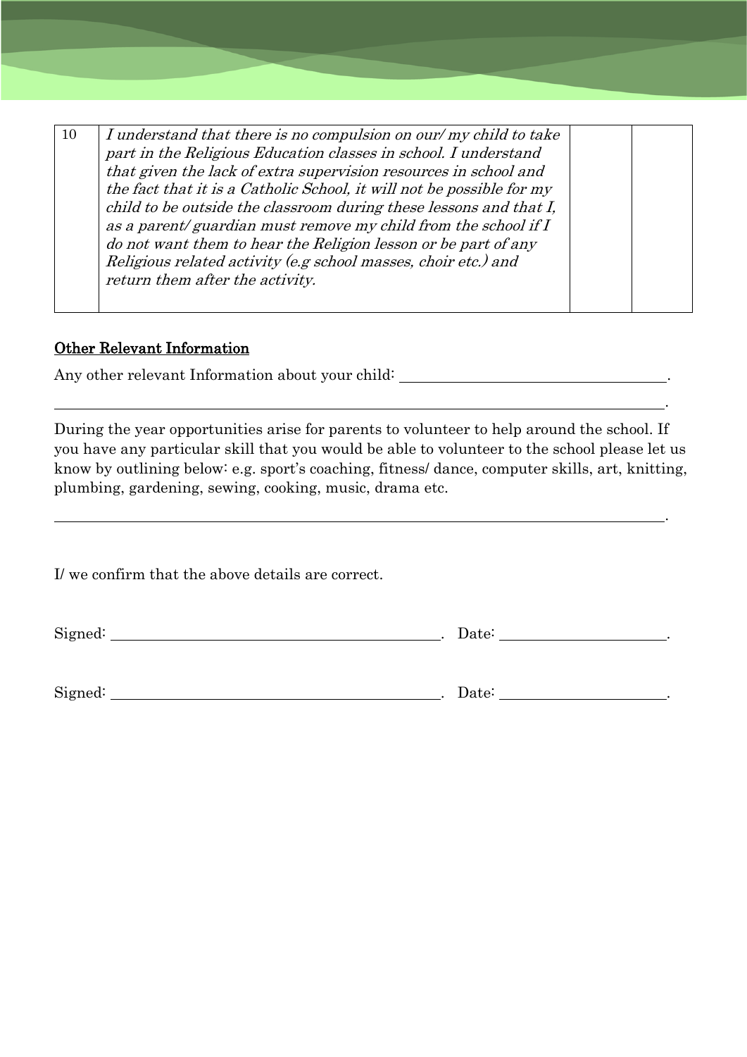| | | | |
|---|---|---|---|
| 10 | *I understand that there is no compulsion on our/ my child to take part in the Religious Education classes in school. I understand that given the lack of extra supervision resources in school and the fact that it is a Catholic School, it will not be possible for my child to be outside the classroom during these lessons and that I, as a parent/ guardian must remove my child from the school if I do not want them to hear the Religion lesson or be part of any Religious related activity (e.g school masses, choir etc.) and return them after the activity.* | | |

## Other Relevant Information

Any other relevant Information about your child: ______________________________.

______________________________________________________________________.

During the year opportunities arise for parents to volunteer to help around the school. If you have any particular skill that you would be able to volunteer to the school please let us know by outlining below: e.g. sport's coaching, fitness/ dance, computer skills, art, knitting, plumbing, gardening, sewing, cooking, music, drama etc.

______________________________________________________________________.

I/ we confirm that the above details are correct.

Signed: ______________________________. Date: ____________________.

Signed: ______________________________. Date: ____________________.